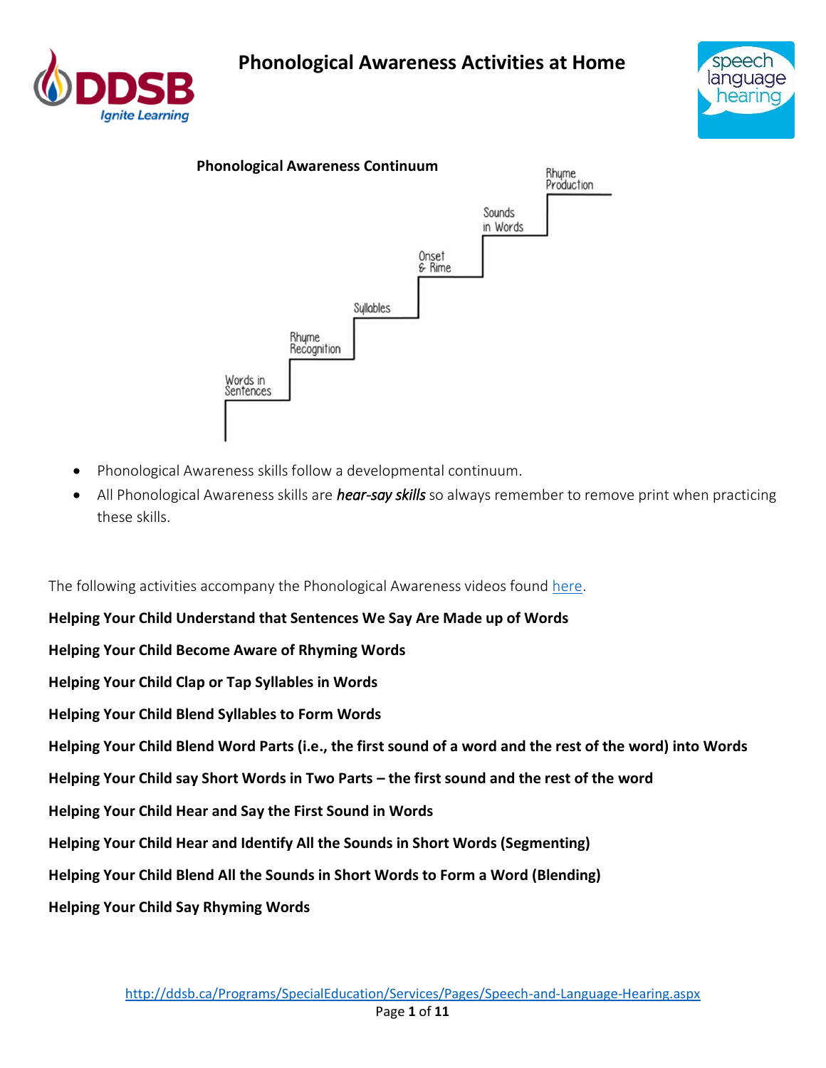# Phonological Awareness Activities at Home

**Phonological Awareness Continuum**

Words in Sentences → Rhyme Recognition → Syllables → Onset & Rime → Sounds in Words → Rhyme Production

- Phonological Awareness skills follow a developmental continuum.
- All Phonological Awareness skills are ***hear-say skills*** so always remember to remove print when practicing these skills.

The following activities accompany the Phonological Awareness videos found here.

**Helping Your Child Understand that Sentences We Say Are Made up of Words**

**Helping Your Child Become Aware of Rhyming Words**

**Helping Your Child Clap or Tap Syllables in Words**

**Helping Your Child Blend Syllables to Form Words**

**Helping Your Child Blend Word Parts (i.e., the first sound of a word and the rest of the word) into Words**

**Helping Your Child say Short Words in Two Parts – the first sound and the rest of the word**

**Helping Your Child Hear and Say the First Sound in Words**

**Helping Your Child Hear and Identify All the Sounds in Short Words (Segmenting)**

**Helping Your Child Blend All the Sounds in Short Words to Form a Word (Blending)**

**Helping Your Child Say Rhyming Words**

http://ddsb.ca/Programs/SpecialEducation/Services/Pages/Speech-and-Language-Hearing.aspx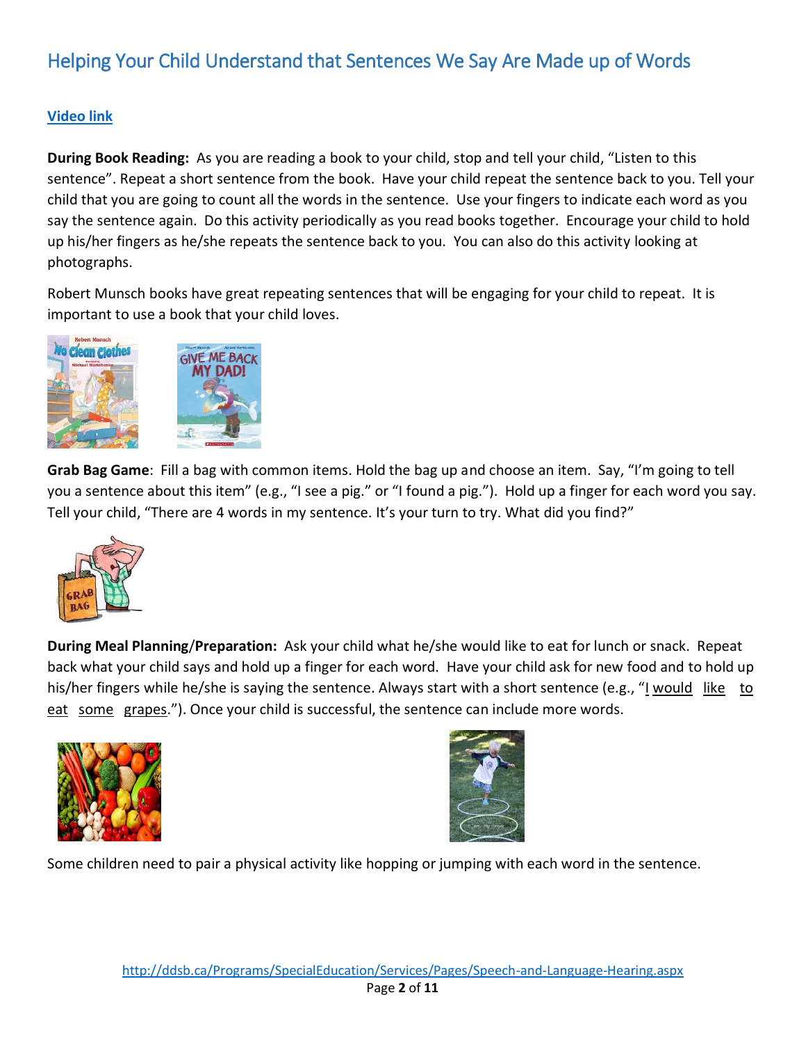# Helping Your Child Understand that Sentences We Say Are Made up of Words

**Video link**

**During Book Reading:** As you are reading a book to your child, stop and tell your child, "Listen to this sentence". Repeat a short sentence from the book. Have your child repeat the sentence back to you. Tell your child that you are going to count all the words in the sentence. Use your fingers to indicate each word as you say the sentence again. Do this activity periodically as you read books together. Encourage your child to hold up his/her fingers as he/she repeats the sentence back to you. You can also do this activity looking at photographs.

Robert Munsch books have great repeating sentences that will be engaging for your child to repeat. It is important to use a book that your child loves.

**Grab Bag Game**: Fill a bag with common items. Hold the bag up and choose an item. Say, "I'm going to tell you a sentence about this item" (e.g., "I see a pig." or "I found a pig."). Hold up a finger for each word you say. Tell your child, "There are 4 words in my sentence. It's your turn to try. What did you find?"

**During Meal Planning/Preparation:** Ask your child what he/she would like to eat for lunch or snack. Repeat back what your child says and hold up a finger for each word. Have your child ask for new food and to hold up his/her fingers while he/she is saying the sentence. Always start with a short sentence (e.g., "I would like to eat some grapes."). Once your child is successful, the sentence can include more words.

Some children need to pair a physical activity like hopping or jumping with each word in the sentence.

http://ddsb.ca/Programs/SpecialEducation/Services/Pages/Speech-and-Language-Hearing.aspx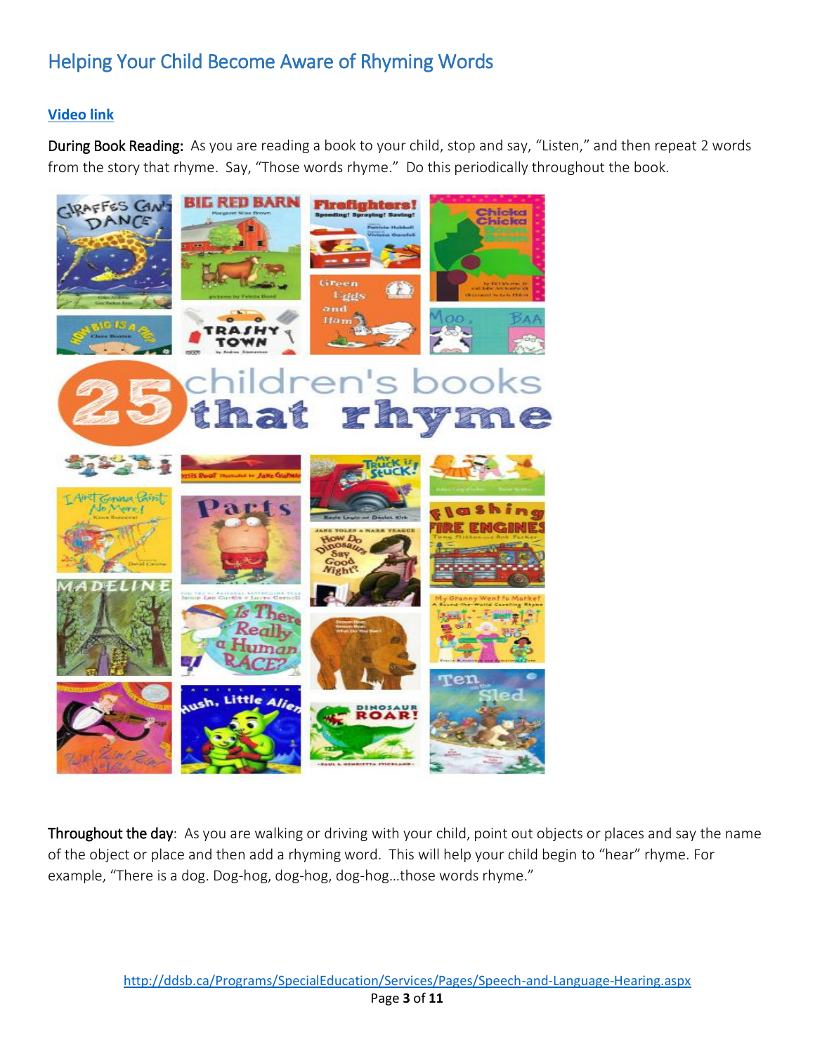## Helping Your Child Become Aware of Rhyming Words

**Video link**

During Book Reading: As you are reading a book to your child, stop and say, "Listen," and then repeat 2 words from the story that rhyme. Say, "Those words rhyme." Do this periodically throughout the book.

Throughout the day: As you are walking or driving with your child, point out objects or places and say the name of the object or place and then add a rhyming word. This will help your child begin to "hear" rhyme. For example, "There is a dog. Dog-hog, dog-hog, dog-hog…those words rhyme."

http://ddsb.ca/Programs/SpecialEducation/Services/Pages/Speech-and-Language-Hearing.aspx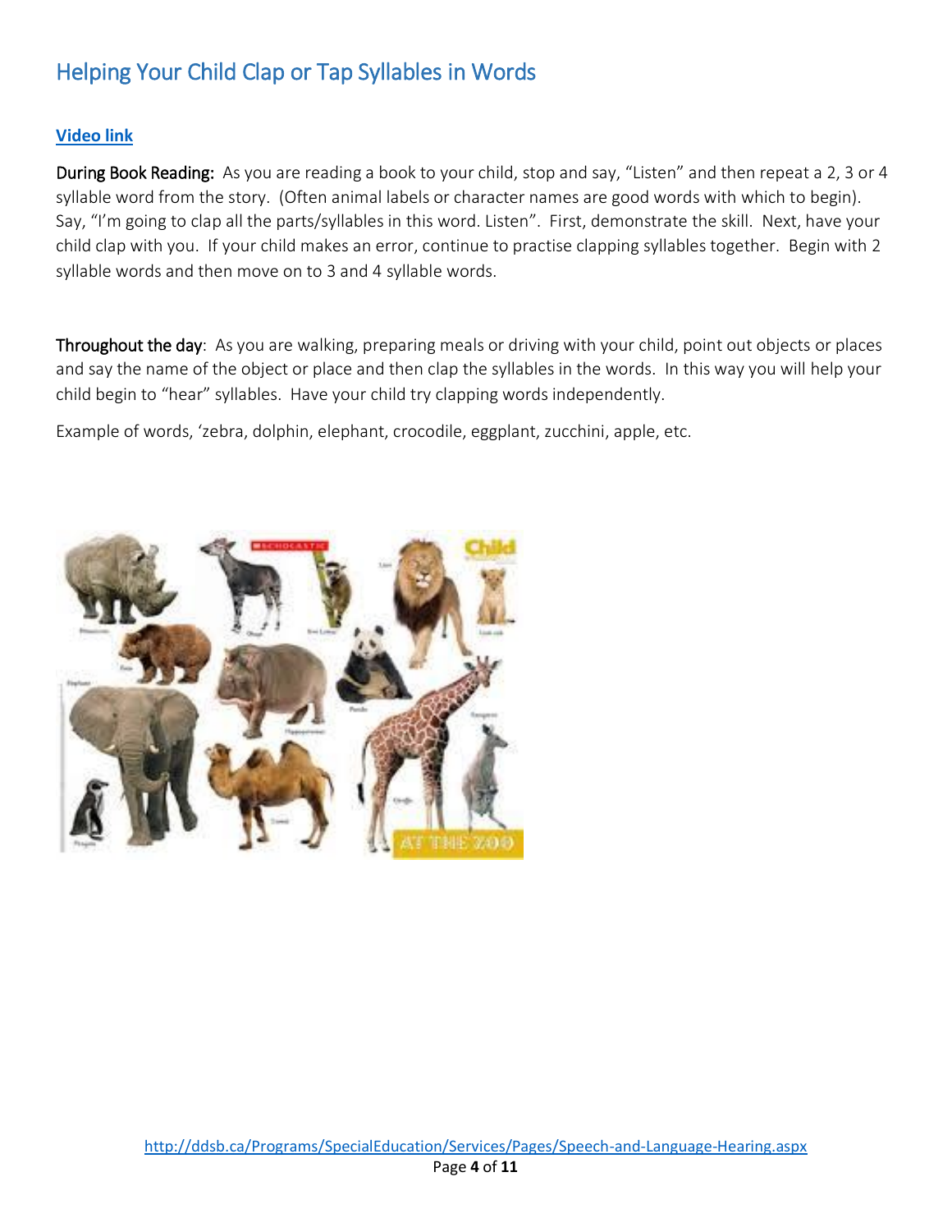## Helping Your Child Clap or Tap Syllables in Words

**Video link**

During Book Reading: As you are reading a book to your child, stop and say, "Listen" and then repeat a 2, 3 or 4 syllable word from the story. (Often animal labels or character names are good words with which to begin). Say, "I'm going to clap all the parts/syllables in this word. Listen". First, demonstrate the skill. Next, have your child clap with you. If your child makes an error, continue to practise clapping syllables together. Begin with 2 syllable words and then move on to 3 and 4 syllable words.

Throughout the day: As you are walking, preparing meals or driving with your child, point out objects or places and say the name of the object or place and then clap the syllables in the words. In this way you will help your child begin to "hear" syllables. Have your child try clapping words independently.

Example of words, 'zebra, dolphin, elephant, crocodile, eggplant, zucchini, apple, etc.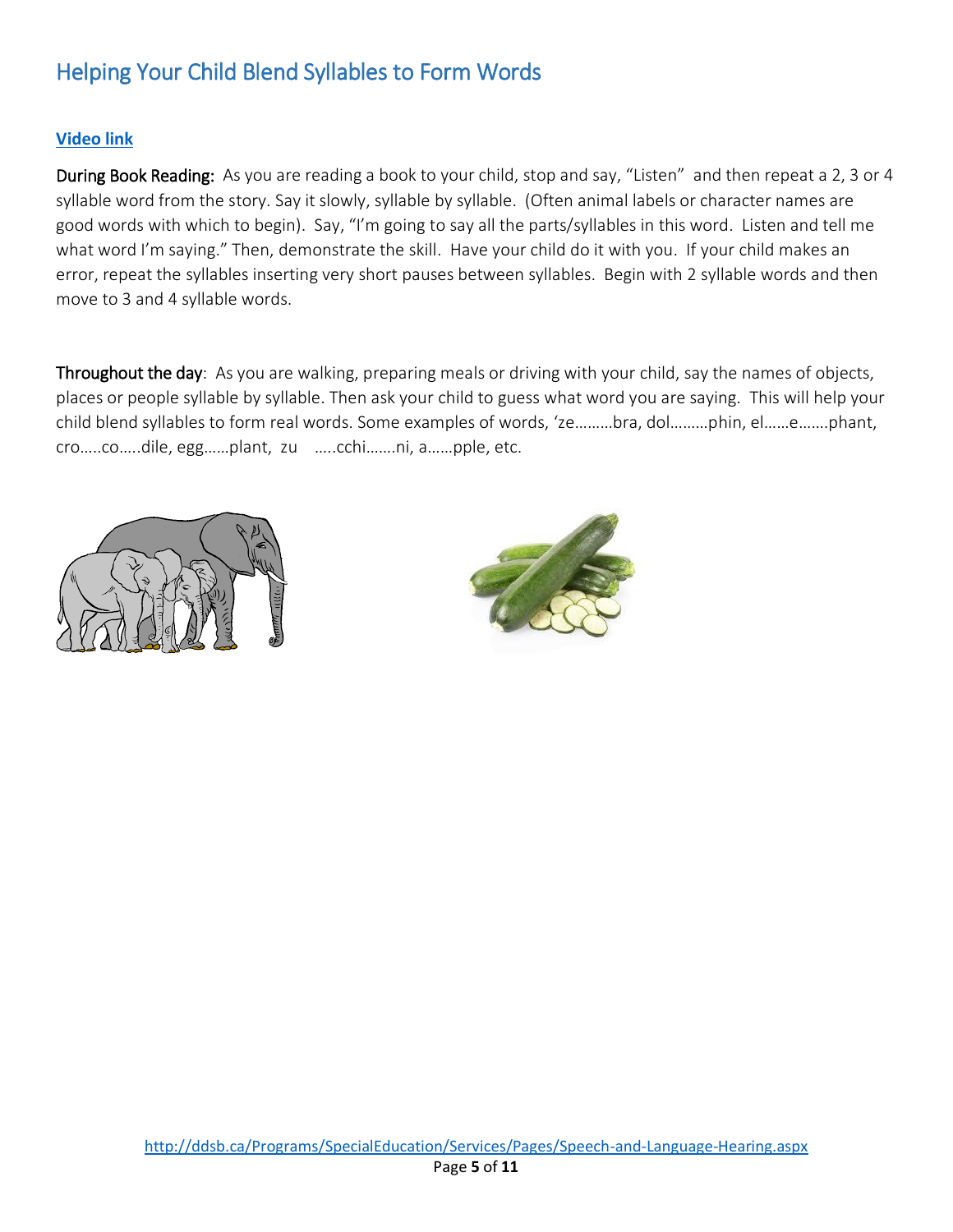# Helping Your Child Blend Syllables to Form Words

**Video link**

**During Book Reading:** As you are reading a book to your child, stop and say, "Listen" and then repeat a 2, 3 or 4 syllable word from the story. Say it slowly, syllable by syllable. (Often animal labels or character names are good words with which to begin). Say, "I'm going to say all the parts/syllables in this word. Listen and tell me what word I'm saying." Then, demonstrate the skill. Have your child do it with you. If your child makes an error, repeat the syllables inserting very short pauses between syllables. Begin with 2 syllable words and then move to 3 and 4 syllable words.

**Throughout the day**: As you are walking, preparing meals or driving with your child, say the names of objects, places or people syllable by syllable. Then ask your child to guess what word you are saying. This will help your child blend syllables to form real words. Some examples of words, 'ze………bra, dol………phin, el……e…….phant, cro…..co…..dile, egg……plant, zu …..cchi…….ni, a……pple, etc.

http://ddsb.ca/Programs/SpecialEducation/Services/Pages/Speech-and-Language-Hearing.aspx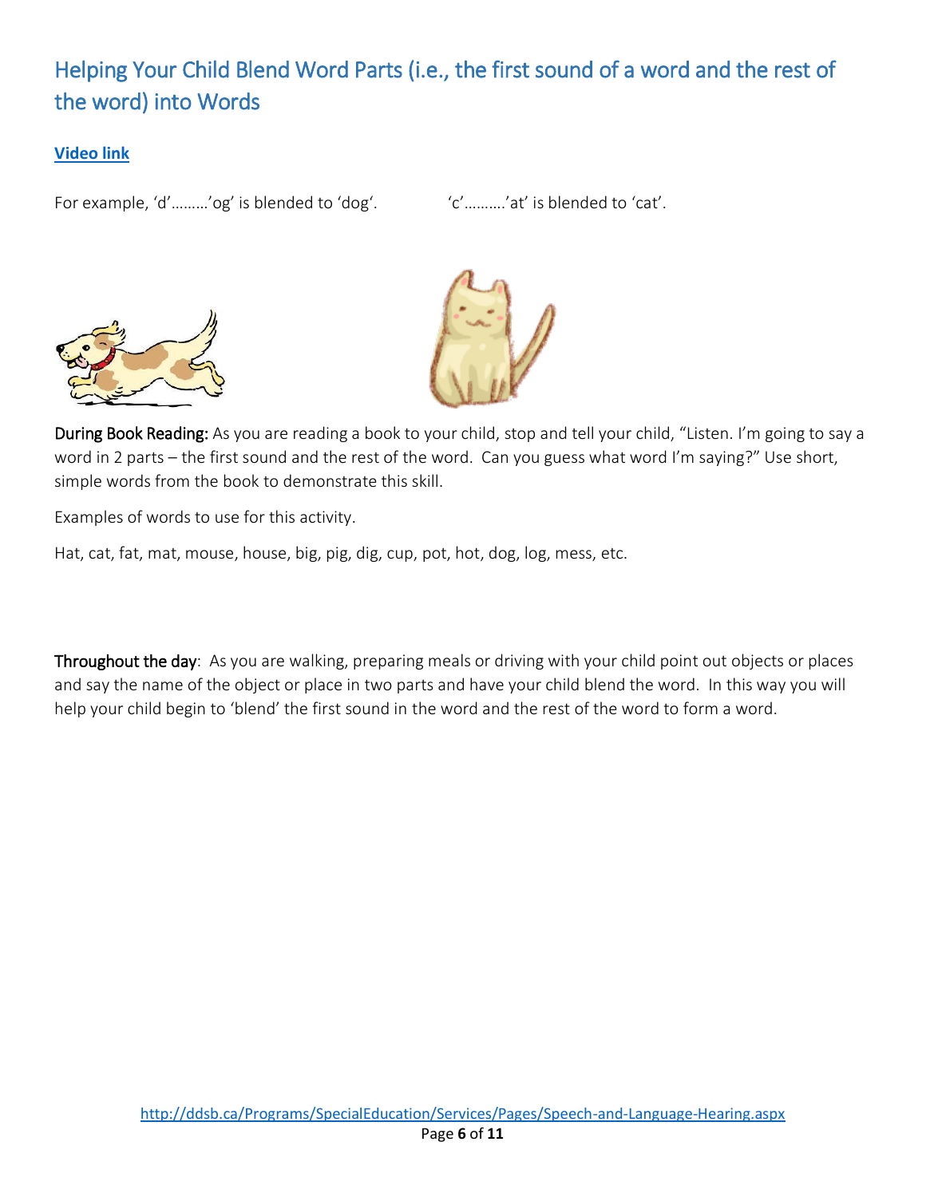## Helping Your Child Blend Word Parts (i.e., the first sound of a word and the rest of the word) into Words

**Video link**

For example, 'd'………'og' is blended to 'dog'. 'c'……….'at' is blended to 'cat'.

**During Book Reading:** As you are reading a book to your child, stop and tell your child, "Listen. I'm going to say a word in 2 parts – the first sound and the rest of the word. Can you guess what word I'm saying?" Use short, simple words from the book to demonstrate this skill.

Examples of words to use for this activity.

Hat, cat, fat, mat, mouse, house, big, pig, dig, cup, pot, hot, dog, log, mess, etc.

**Throughout the day**: As you are walking, preparing meals or driving with your child point out objects or places and say the name of the object or place in two parts and have your child blend the word. In this way you will help your child begin to 'blend' the first sound in the word and the rest of the word to form a word.

http://ddsb.ca/Programs/SpecialEducation/Services/Pages/Speech-and-Language-Hearing.aspx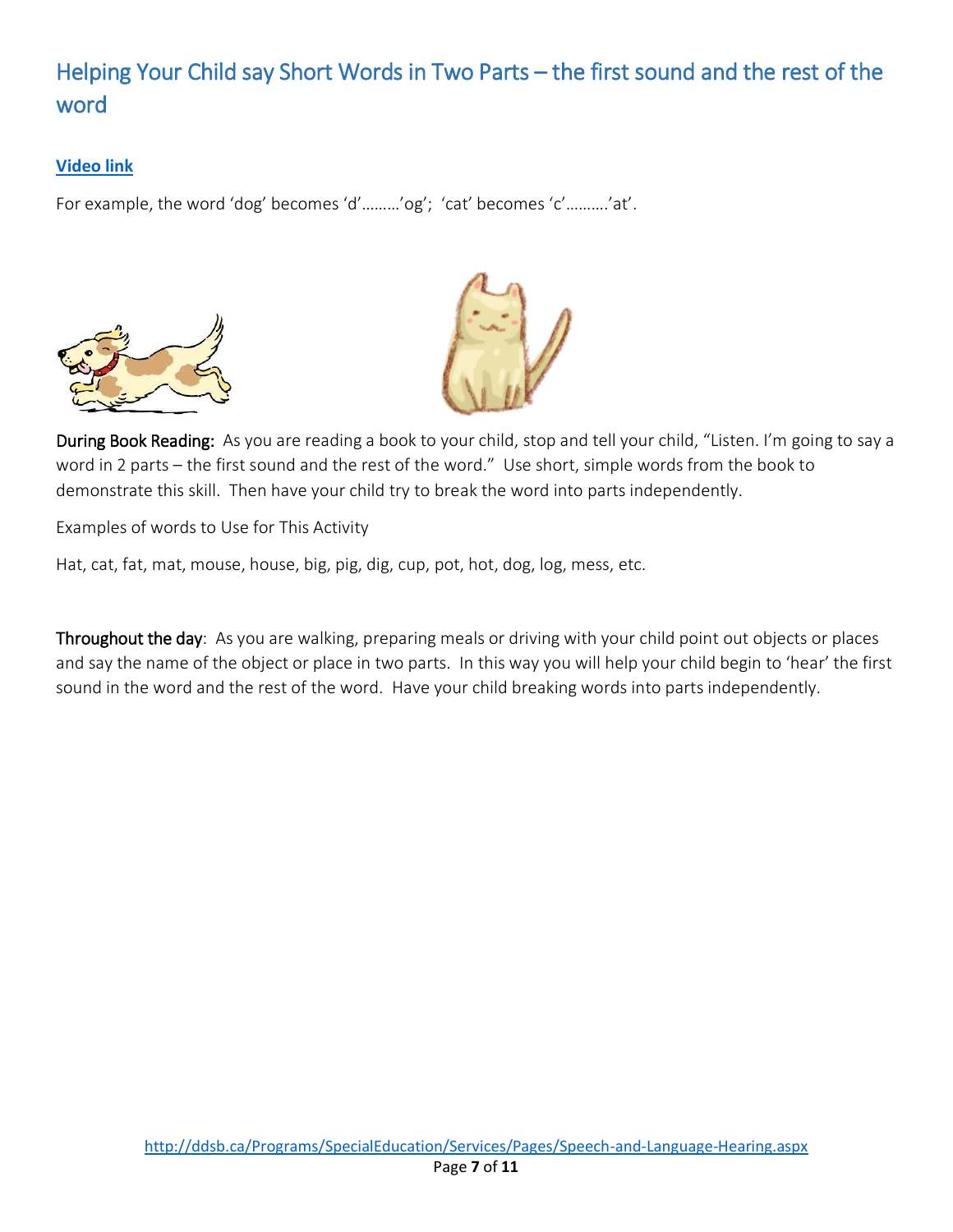# Helping Your Child say Short Words in Two Parts – the first sound and the rest of the word

**Video link**

For example, the word 'dog' becomes 'd'………'og'; 'cat' becomes 'c'……….'at'.

**During Book Reading:** As you are reading a book to your child, stop and tell your child, "Listen. I'm going to say a word in 2 parts – the first sound and the rest of the word." Use short, simple words from the book to demonstrate this skill. Then have your child try to break the word into parts independently.

Examples of words to Use for This Activity

Hat, cat, fat, mat, mouse, house, big, pig, dig, cup, pot, hot, dog, log, mess, etc.

**Throughout the day**: As you are walking, preparing meals or driving with your child point out objects or places and say the name of the object or place in two parts. In this way you will help your child begin to 'hear' the first sound in the word and the rest of the word. Have your child breaking words into parts independently.

http://ddsb.ca/Programs/SpecialEducation/Services/Pages/Speech-and-Language-Hearing.aspx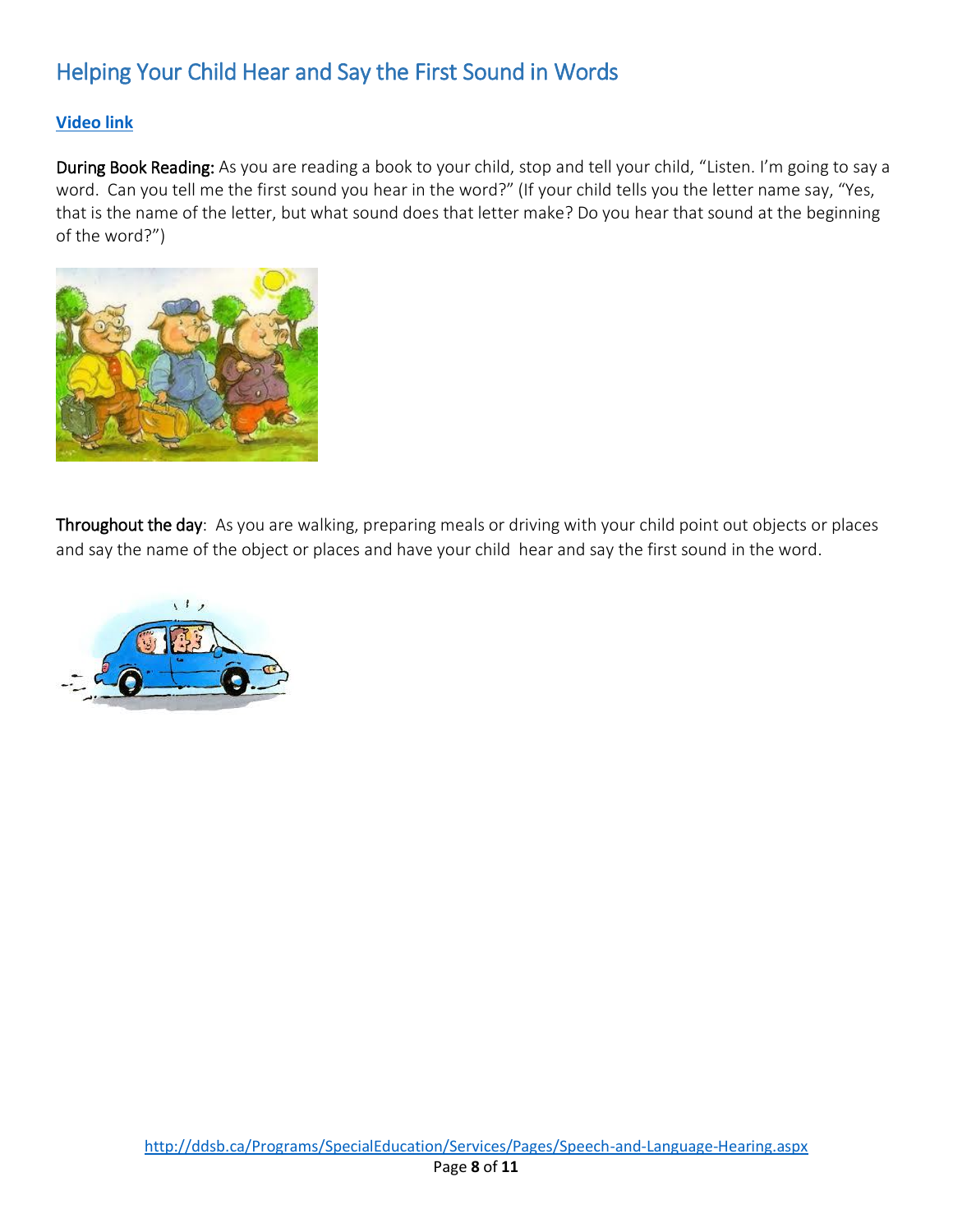## Helping Your Child Hear and Say the First Sound in Words

**Video link**

**During Book Reading:** As you are reading a book to your child, stop and tell your child, "Listen. I'm going to say a word. Can you tell me the first sound you hear in the word?" (If your child tells you the letter name say, "Yes, that is the name of the letter, but what sound does that letter make? Do you hear that sound at the beginning of the word?")

**Throughout the day**: As you are walking, preparing meals or driving with your child point out objects or places and say the name of the object or places and have your child hear and say the first sound in the word.

http://ddsb.ca/Programs/SpecialEducation/Services/Pages/Speech-and-Language-Hearing.aspx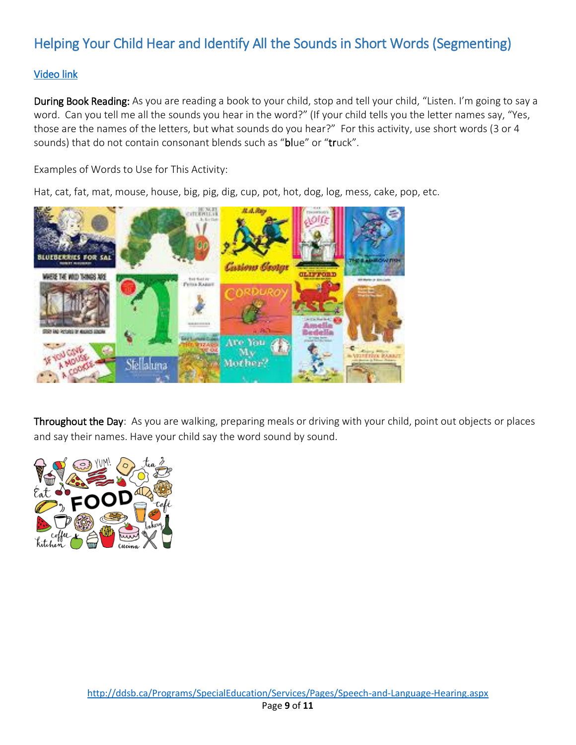## Helping Your Child Hear and Identify All the Sounds in Short Words (Segmenting)

[Video link]

**During Book Reading:** As you are reading a book to your child, stop and tell your child, "Listen. I'm going to say a word. Can you tell me all the sounds you hear in the word?" (If your child tells you the letter names say, "Yes, those are the names of the letters, but what sounds do you hear?" For this activity, use short words (3 or 4 sounds) that do not contain consonant blends such as "**bl**ue" or "**tr**uck".

Examples of Words to Use for This Activity:

Hat, cat, fat, mat, mouse, house, big, pig, dig, cup, pot, hot, dog, log, mess, cake, pop, etc.

**Throughout the Day**: As you are walking, preparing meals or driving with your child, point out objects or places and say their names. Have your child say the word sound by sound.

http://ddsb.ca/Programs/SpecialEducation/Services/Pages/Speech-and-Language-Hearing.aspx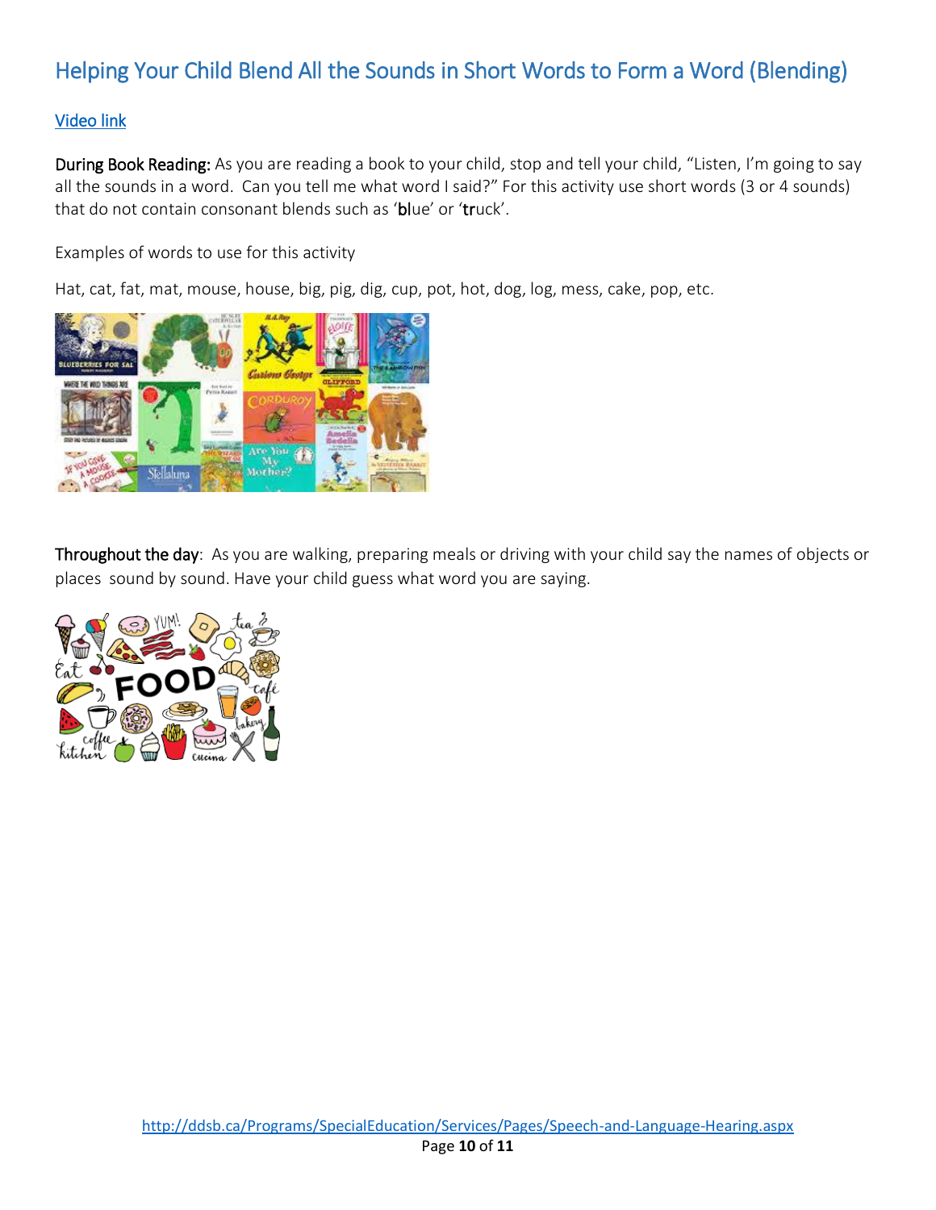## Helping Your Child Blend All the Sounds in Short Words to Form a Word (Blending)

[Video link]

**During Book Reading:** As you are reading a book to your child, stop and tell your child, "Listen, I'm going to say all the sounds in a word. Can you tell me what word I said?" For this activity use short words (3 or 4 sounds) that do not contain consonant blends such as '**bl**ue' or '**tr**uck'.

Examples of words to use for this activity

Hat, cat, fat, mat, mouse, house, big, pig, dig, cup, pot, hot, dog, log, mess, cake, pop, etc.

**Throughout the day**: As you are walking, preparing meals or driving with your child say the names of objects or places sound by sound. Have your child guess what word you are saying.

http://ddsb.ca/Programs/SpecialEducation/Services/Pages/Speech-and-Language-Hearing.aspx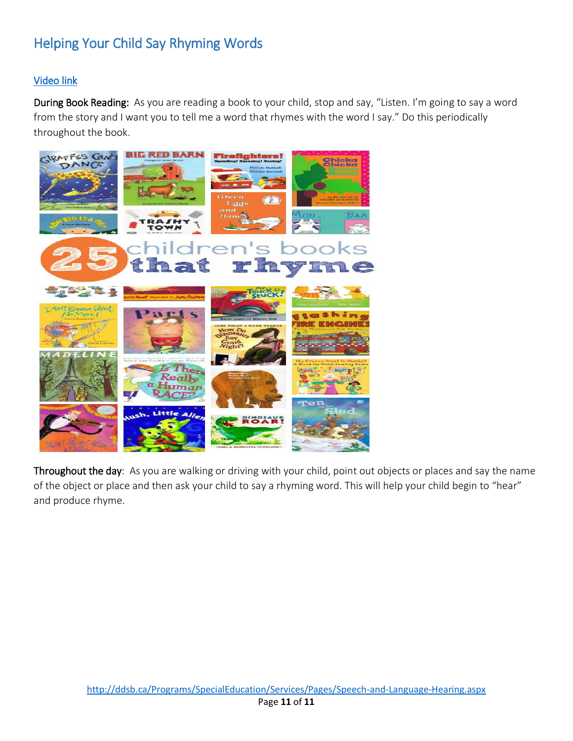# Helping Your Child Say Rhyming Words

[Video link]

**During Book Reading:** As you are reading a book to your child, stop and say, "Listen. I'm going to say a word from the story and I want you to tell me a word that rhymes with the word I say." Do this periodically throughout the book.

**Throughout the day**: As you are walking or driving with your child, point out objects or places and say the name of the object or place and then ask your child to say a rhyming word. This will help your child begin to "hear" and produce rhyme.

http://ddsb.ca/Programs/SpecialEducation/Services/Pages/Speech-and-Language-Hearing.aspx